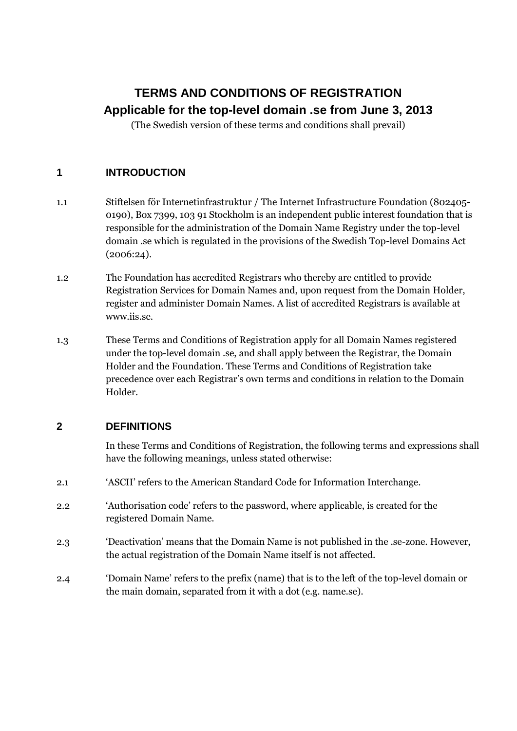# TERMS AND CONDITIONS OF REGISTRATION

## Applicable for the top-level domain .se from June 3, 2013

(The Swedish version of these terms and conditions shall prevail)

## 1 INTRODUCTION

1.1 Stiftelsen för Internetinfrastruktur / The Internet Infrastructure Foundation (802405-0190), Box 7399, 103 91 Stockholm is an independent public interest foundation that is responsible for the administration of the Domain Name Registry under the top-level domain .se which is regulated in the provisions of the Swedish Top-level Domains Act (2006:24).

1.2 The Foundation has accredited Registrars who thereby are entitled to provide Registration Services for Domain Names and, upon request from the Domain Holder, register and administer Domain Names. A list of accredited Registrars is available at www.iis.se.

1.3 These Terms and Conditions of Registration apply for all Domain Names registered under the top-level domain .se, and shall apply between the Registrar, the Domain Holder and the Foundation. These Terms and Conditions of Registration take precedence over each Registrar's own terms and conditions in relation to the Domain Holder.

## 2 DEFINITIONS

In these Terms and Conditions of Registration, the following terms and expressions shall have the following meanings, unless stated otherwise:

2.1 'ASCII' refers to the American Standard Code for Information Interchange.

2.2 'Authorisation code' refers to the password, where applicable, is created for the registered Domain Name.

2.3 'Deactivation' means that the Domain Name is not published in the .se-zone. However, the actual registration of the Domain Name itself is not affected.

2.4 'Domain Name' refers to the prefix (name) that is to the left of the top-level domain or the main domain, separated from it with a dot (e.g. name.se).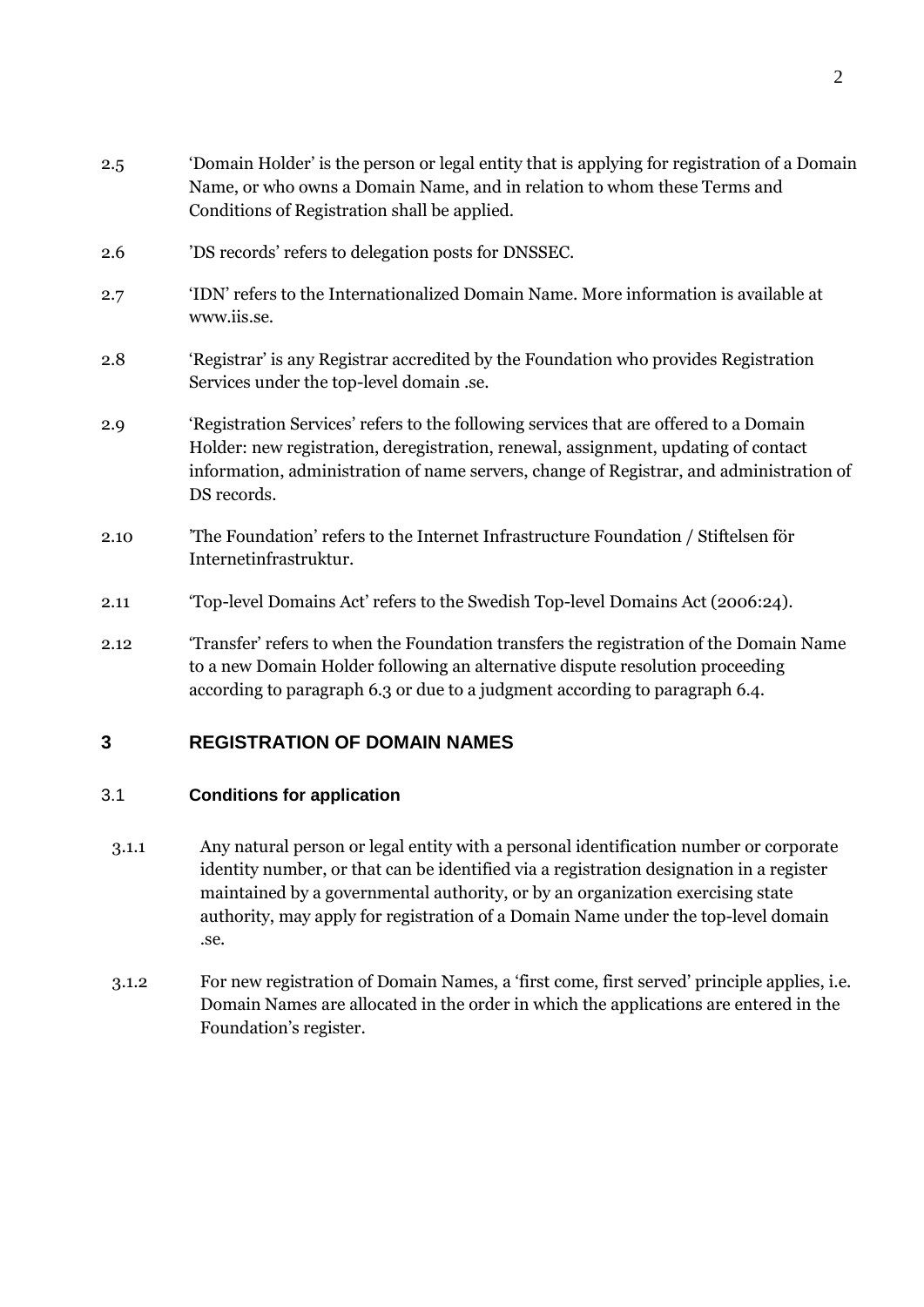2.5 'Domain Holder' is the person or legal entity that is applying for registration of a Domain Name, or who owns a Domain Name, and in relation to whom these Terms and Conditions of Registration shall be applied.

2.6 'DS records' refers to delegation posts for DNSSEC.

2.7 'IDN' refers to the Internationalized Domain Name. More information is available at www.iis.se.

2.8 'Registrar' is any Registrar accredited by the Foundation who provides Registration Services under the top-level domain .se.

2.9 'Registration Services' refers to the following services that are offered to a Domain Holder: new registration, deregistration, renewal, assignment, updating of contact information, administration of name servers, change of Registrar, and administration of DS records.

2.10 'The Foundation' refers to the Internet Infrastructure Foundation / Stiftelsen för Internetinfrastruktur.

2.11 'Top-level Domains Act' refers to the Swedish Top-level Domains Act (2006:24).

2.12 'Transfer' refers to when the Foundation transfers the registration of the Domain Name to a new Domain Holder following an alternative dispute resolution proceeding according to paragraph 6.3 or due to a judgment according to paragraph 6.4.

## 3 REGISTRATION OF DOMAIN NAMES

### 3.1 Conditions for application

3.1.1 Any natural person or legal entity with a personal identification number or corporate identity number, or that can be identified via a registration designation in a register maintained by a governmental authority, or by an organization exercising state authority, may apply for registration of a Domain Name under the top-level domain .se.

3.1.2 For new registration of Domain Names, a 'first come, first served' principle applies, i.e. Domain Names are allocated in the order in which the applications are entered in the Foundation's register.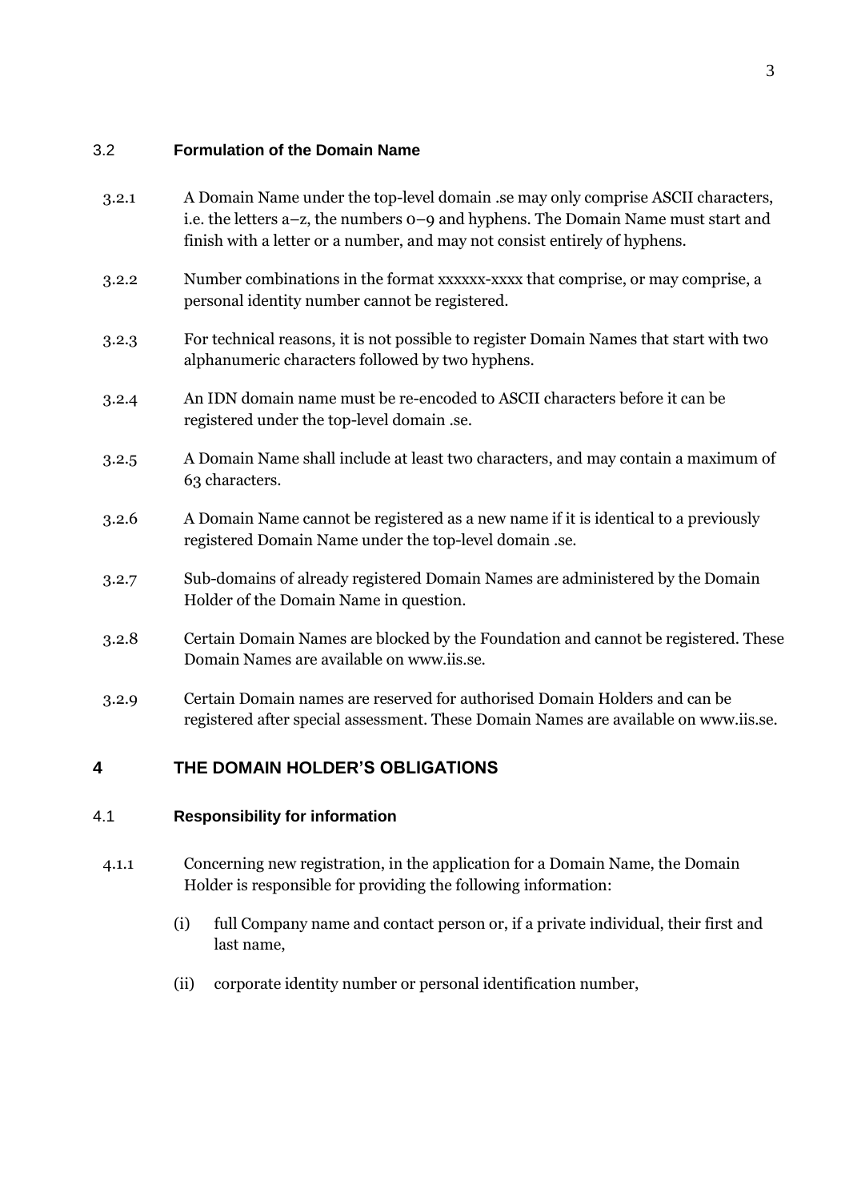### 3.2 Formulation of the Domain Name

3.2.1 A Domain Name under the top-level domain .se may only comprise ASCII characters, i.e. the letters a–z, the numbers 0–9 and hyphens. The Domain Name must start and finish with a letter or a number, and may not consist entirely of hyphens.

3.2.2 Number combinations in the format xxxxxx-xxxx that comprise, or may comprise, a personal identity number cannot be registered.

3.2.3 For technical reasons, it is not possible to register Domain Names that start with two alphanumeric characters followed by two hyphens.

3.2.4 An IDN domain name must be re-encoded to ASCII characters before it can be registered under the top-level domain .se.

3.2.5 A Domain Name shall include at least two characters, and may contain a maximum of 63 characters.

3.2.6 A Domain Name cannot be registered as a new name if it is identical to a previously registered Domain Name under the top-level domain .se.

3.2.7 Sub-domains of already registered Domain Names are administered by the Domain Holder of the Domain Name in question.

3.2.8 Certain Domain Names are blocked by the Foundation and cannot be registered. These Domain Names are available on www.iis.se.

3.2.9 Certain Domain names are reserved for authorised Domain Holders and can be registered after special assessment. These Domain Names are available on www.iis.se.

## 4 THE DOMAIN HOLDER'S OBLIGATIONS

### 4.1 Responsibility for information

4.1.1 Concerning new registration, in the application for a Domain Name, the Domain Holder is responsible for providing the following information:

(i) full Company name and contact person or, if a private individual, their first and last name,

(ii) corporate identity number or personal identification number,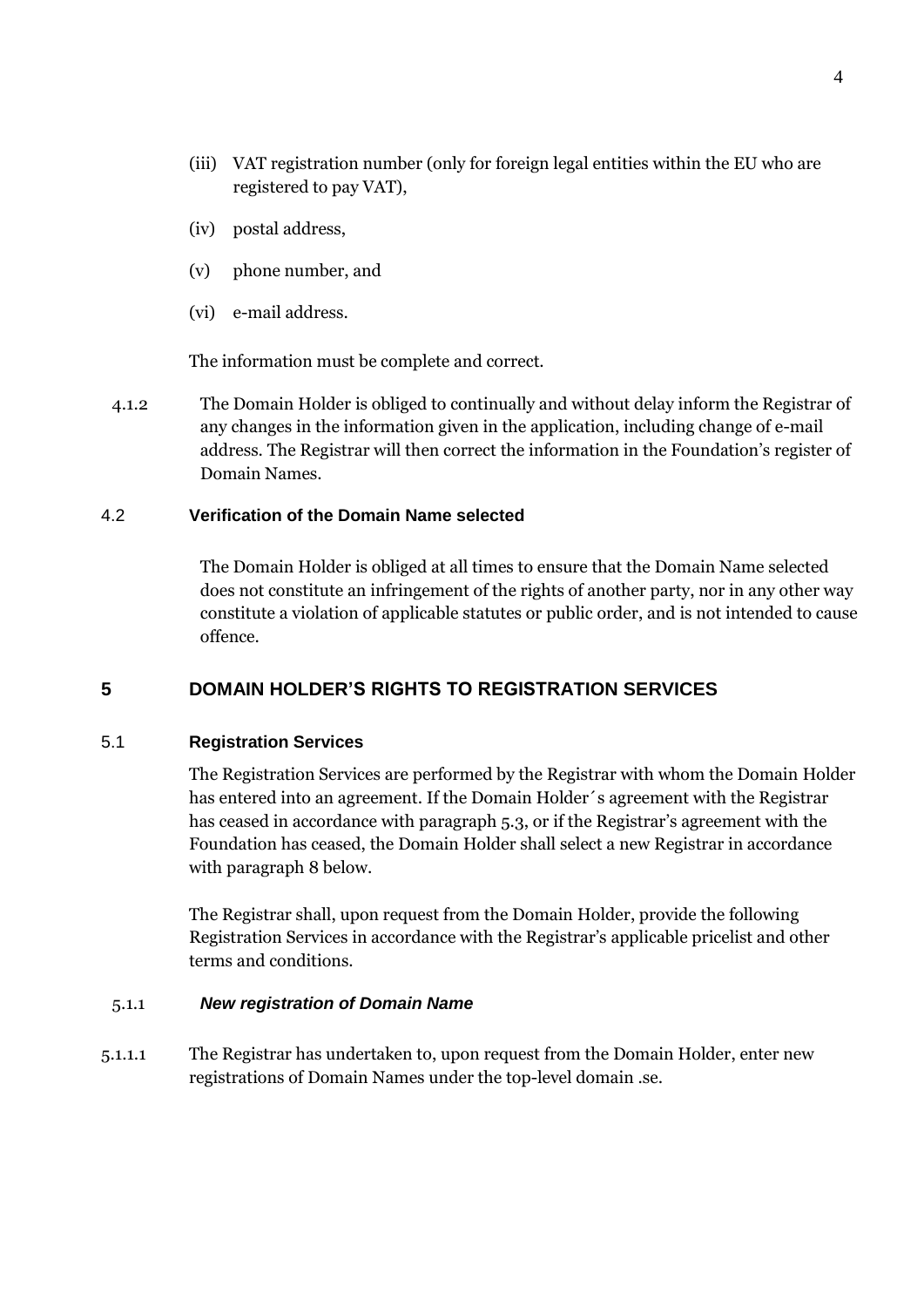(iii) VAT registration number (only for foreign legal entities within the EU who are registered to pay VAT),

(iv) postal address,

(v) phone number, and

(vi) e-mail address.

The information must be complete and correct.

4.1.2 The Domain Holder is obliged to continually and without delay inform the Registrar of any changes in the information given in the application, including change of e-mail address. The Registrar will then correct the information in the Foundation's register of Domain Names.

### 4.2 Verification of the Domain Name selected

The Domain Holder is obliged at all times to ensure that the Domain Name selected does not constitute an infringement of the rights of another party, nor in any other way constitute a violation of applicable statutes or public order, and is not intended to cause offence.

## 5 DOMAIN HOLDER'S RIGHTS TO REGISTRATION SERVICES

### 5.1 Registration Services

The Registration Services are performed by the Registrar with whom the Domain Holder has entered into an agreement. If the Domain Holder´s agreement with the Registrar has ceased in accordance with paragraph 5.3, or if the Registrar's agreement with the Foundation has ceased, the Domain Holder shall select a new Registrar in accordance with paragraph 8 below.

The Registrar shall, upon request from the Domain Holder, provide the following Registration Services in accordance with the Registrar's applicable pricelist and other terms and conditions.

#### 5.1.1 *New registration of Domain Name*

5.1.1.1 The Registrar has undertaken to, upon request from the Domain Holder, enter new registrations of Domain Names under the top-level domain .se.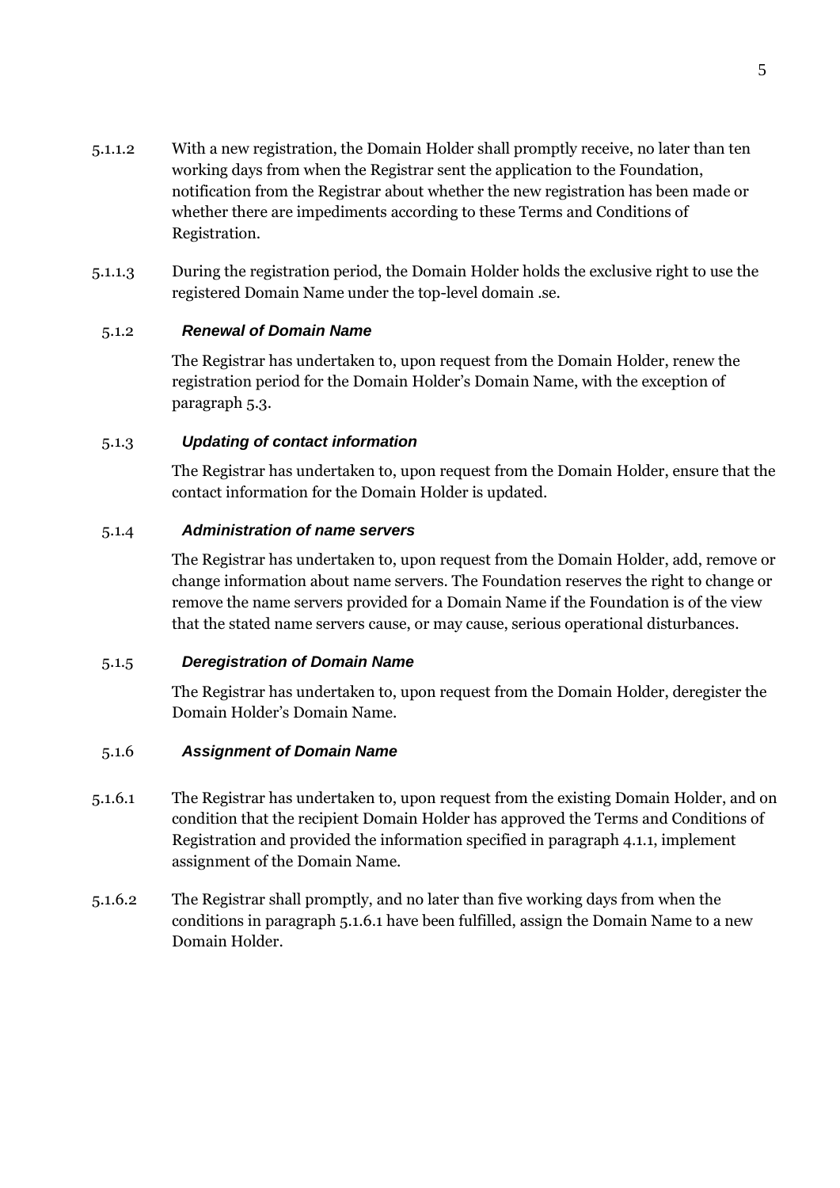5.1.1.2 With a new registration, the Domain Holder shall promptly receive, no later than ten working days from when the Registrar sent the application to the Foundation, notification from the Registrar about whether the new registration has been made or whether there are impediments according to these Terms and Conditions of Registration.

5.1.1.3 During the registration period, the Domain Holder holds the exclusive right to use the registered Domain Name under the top-level domain .se.

#### 5.1.2 *Renewal of Domain Name*

The Registrar has undertaken to, upon request from the Domain Holder, renew the registration period for the Domain Holder's Domain Name, with the exception of paragraph 5.3.

#### 5.1.3 *Updating of contact information*

The Registrar has undertaken to, upon request from the Domain Holder, ensure that the contact information for the Domain Holder is updated.

#### 5.1.4 *Administration of name servers*

The Registrar has undertaken to, upon request from the Domain Holder, add, remove or change information about name servers. The Foundation reserves the right to change or remove the name servers provided for a Domain Name if the Foundation is of the view that the stated name servers cause, or may cause, serious operational disturbances.

#### 5.1.5 *Deregistration of Domain Name*

The Registrar has undertaken to, upon request from the Domain Holder, deregister the Domain Holder's Domain Name.

#### 5.1.6 *Assignment of Domain Name*

5.1.6.1 The Registrar has undertaken to, upon request from the existing Domain Holder, and on condition that the recipient Domain Holder has approved the Terms and Conditions of Registration and provided the information specified in paragraph 4.1.1, implement assignment of the Domain Name.

5.1.6.2 The Registrar shall promptly, and no later than five working days from when the conditions in paragraph 5.1.6.1 have been fulfilled, assign the Domain Name to a new Domain Holder.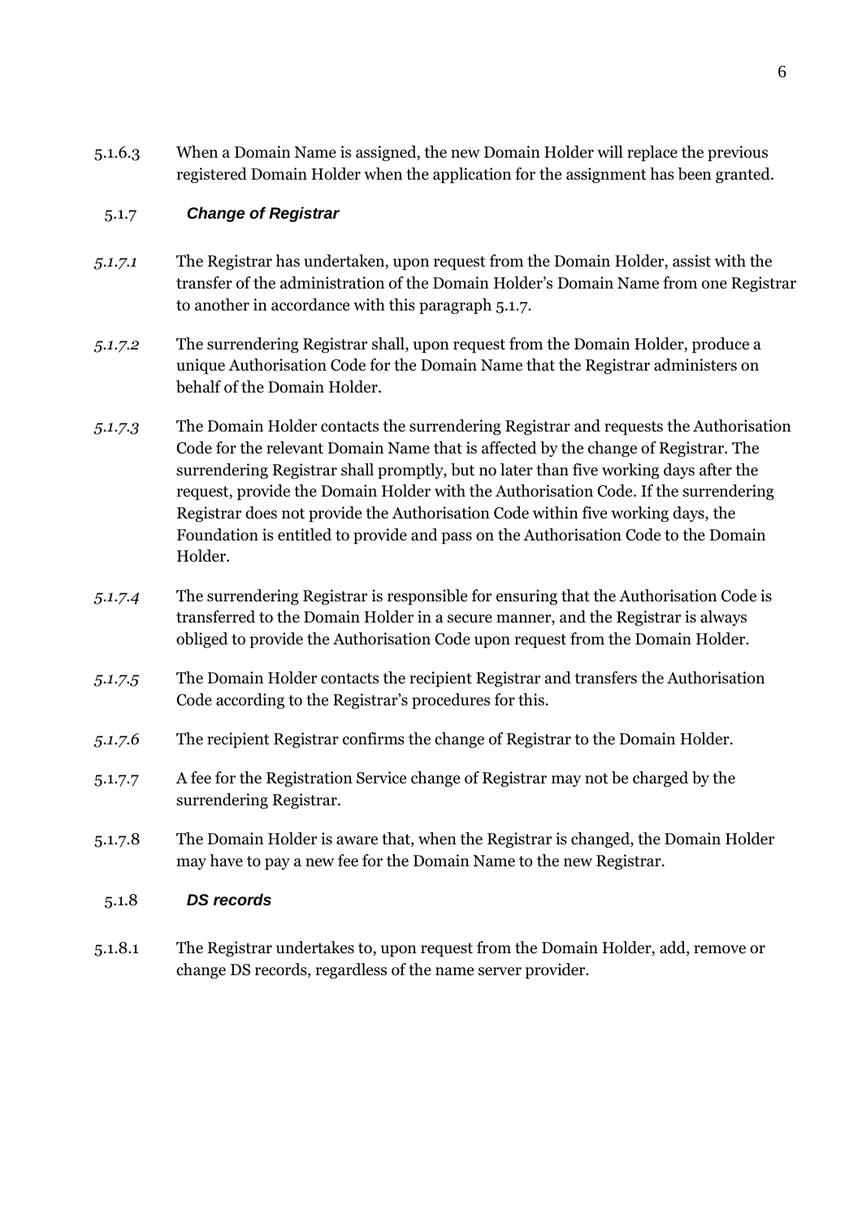5.1.6.3 When a Domain Name is assigned, the new Domain Holder will replace the previous registered Domain Holder when the application for the assignment has been granted.

### 5.1.7 *Change of Registrar*

*5.1.7.1* The Registrar has undertaken, upon request from the Domain Holder, assist with the transfer of the administration of the Domain Holder's Domain Name from one Registrar to another in accordance with this paragraph 5.1.7.

*5.1.7.2* The surrendering Registrar shall, upon request from the Domain Holder, produce a unique Authorisation Code for the Domain Name that the Registrar administers on behalf of the Domain Holder.

*5.1.7.3* The Domain Holder contacts the surrendering Registrar and requests the Authorisation Code for the relevant Domain Name that is affected by the change of Registrar. The surrendering Registrar shall promptly, but no later than five working days after the request, provide the Domain Holder with the Authorisation Code. If the surrendering Registrar does not provide the Authorisation Code within five working days, the Foundation is entitled to provide and pass on the Authorisation Code to the Domain Holder.

*5.1.7.4* The surrendering Registrar is responsible for ensuring that the Authorisation Code is transferred to the Domain Holder in a secure manner, and the Registrar is always obliged to provide the Authorisation Code upon request from the Domain Holder.

*5.1.7.5* The Domain Holder contacts the recipient Registrar and transfers the Authorisation Code according to the Registrar's procedures for this.

*5.1.7.6* The recipient Registrar confirms the change of Registrar to the Domain Holder.

5.1.7.7 A fee for the Registration Service change of Registrar may not be charged by the surrendering Registrar.

5.1.7.8 The Domain Holder is aware that, when the Registrar is changed, the Domain Holder may have to pay a new fee for the Domain Name to the new Registrar.

### 5.1.8 *DS records*

5.1.8.1 The Registrar undertakes to, upon request from the Domain Holder, add, remove or change DS records, regardless of the name server provider.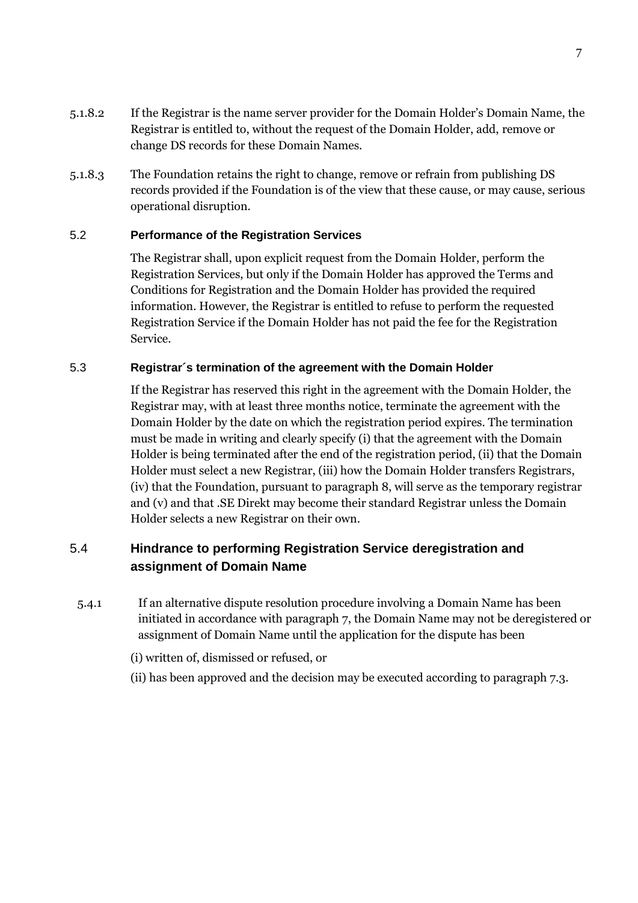5.1.8.2 If the Registrar is the name server provider for the Domain Holder's Domain Name, the Registrar is entitled to, without the request of the Domain Holder, add, remove or change DS records for these Domain Names.

5.1.8.3 The Foundation retains the right to change, remove or refrain from publishing DS records provided if the Foundation is of the view that these cause, or may cause, serious operational disruption.

### 5.2 Performance of the Registration Services

The Registrar shall, upon explicit request from the Domain Holder, perform the Registration Services, but only if the Domain Holder has approved the Terms and Conditions for Registration and the Domain Holder has provided the required information. However, the Registrar is entitled to refuse to perform the requested Registration Service if the Domain Holder has not paid the fee for the Registration Service.

### 5.3 Registrar´s termination of the agreement with the Domain Holder

If the Registrar has reserved this right in the agreement with the Domain Holder, the Registrar may, with at least three months notice, terminate the agreement with the Domain Holder by the date on which the registration period expires. The termination must be made in writing and clearly specify (i) that the agreement with the Domain Holder is being terminated after the end of the registration period, (ii) that the Domain Holder must select a new Registrar, (iii) how the Domain Holder transfers Registrars, (iv) that the Foundation, pursuant to paragraph 8, will serve as the temporary registrar and (v) and that .SE Direkt may become their standard Registrar unless the Domain Holder selects a new Registrar on their own.

## 5.4 Hindrance to performing Registration Service deregistration and assignment of Domain Name

5.4.1 If an alternative dispute resolution procedure involving a Domain Name has been initiated in accordance with paragraph 7, the Domain Name may not be deregistered or assignment of Domain Name until the application for the dispute has been

(i) written of, dismissed or refused, or

(ii) has been approved and the decision may be executed according to paragraph 7.3.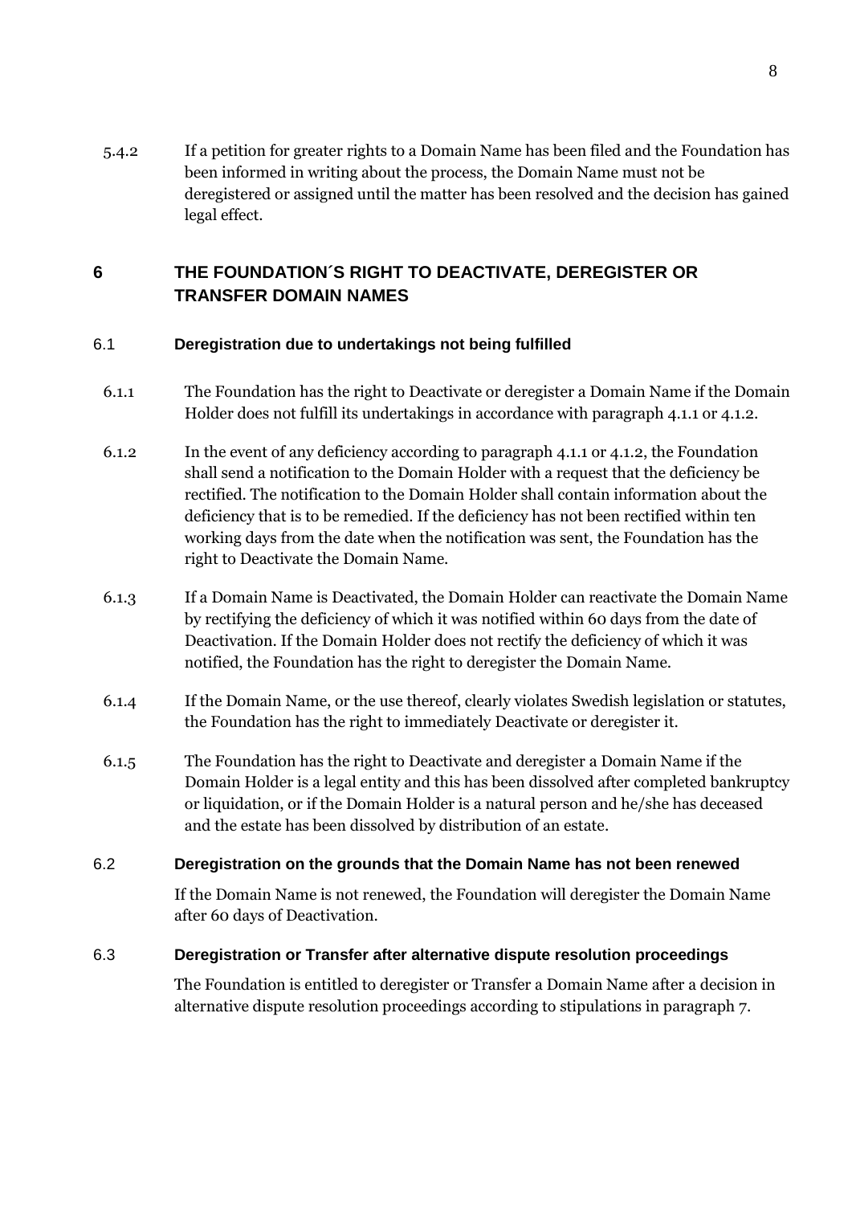5.4.2 If a petition for greater rights to a Domain Name has been filed and the Foundation has been informed in writing about the process, the Domain Name must not be deregistered or assigned until the matter has been resolved and the decision has gained legal effect.

# 6 THE FOUNDATION´S RIGHT TO DEACTIVATE, DEREGISTER OR TRANSFER DOMAIN NAMES

## 6.1 Deregistration due to undertakings not being fulfilled

6.1.1 The Foundation has the right to Deactivate or deregister a Domain Name if the Domain Holder does not fulfill its undertakings in accordance with paragraph 4.1.1 or 4.1.2.

6.1.2 In the event of any deficiency according to paragraph 4.1.1 or 4.1.2, the Foundation shall send a notification to the Domain Holder with a request that the deficiency be rectified. The notification to the Domain Holder shall contain information about the deficiency that is to be remedied. If the deficiency has not been rectified within ten working days from the date when the notification was sent, the Foundation has the right to Deactivate the Domain Name.

6.1.3 If a Domain Name is Deactivated, the Domain Holder can reactivate the Domain Name by rectifying the deficiency of which it was notified within 60 days from the date of Deactivation. If the Domain Holder does not rectify the deficiency of which it was notified, the Foundation has the right to deregister the Domain Name.

6.1.4 If the Domain Name, or the use thereof, clearly violates Swedish legislation or statutes, the Foundation has the right to immediately Deactivate or deregister it.

6.1.5 The Foundation has the right to Deactivate and deregister a Domain Name if the Domain Holder is a legal entity and this has been dissolved after completed bankruptcy or liquidation, or if the Domain Holder is a natural person and he/she has deceased and the estate has been dissolved by distribution of an estate.

## 6.2 Deregistration on the grounds that the Domain Name has not been renewed

If the Domain Name is not renewed, the Foundation will deregister the Domain Name after 60 days of Deactivation.

## 6.3 Deregistration or Transfer after alternative dispute resolution proceedings

The Foundation is entitled to deregister or Transfer a Domain Name after a decision in alternative dispute resolution proceedings according to stipulations in paragraph 7.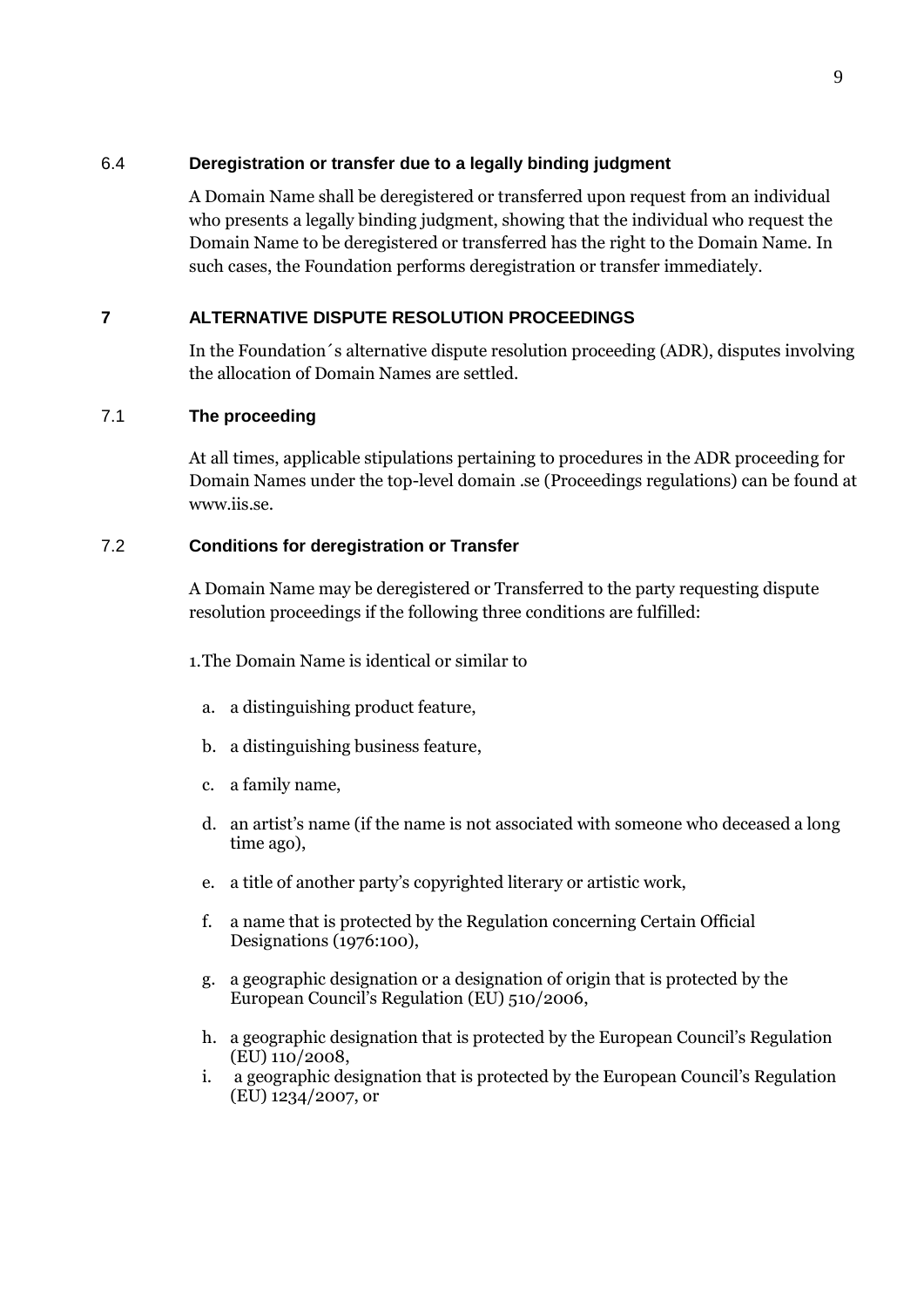### 6.4 Deregistration or transfer due to a legally binding judgment

A Domain Name shall be deregistered or transferred upon request from an individual who presents a legally binding judgment, showing that the individual who request the Domain Name to be deregistered or transferred has the right to the Domain Name. In such cases, the Foundation performs deregistration or transfer immediately.

## 7 ALTERNATIVE DISPUTE RESOLUTION PROCEEDINGS

In the Foundation´s alternative dispute resolution proceeding (ADR), disputes involving the allocation of Domain Names are settled.

### 7.1 The proceeding

At all times, applicable stipulations pertaining to procedures in the ADR proceeding for Domain Names under the top-level domain .se (Proceedings regulations) can be found at www.iis.se.

### 7.2 Conditions for deregistration or Transfer

A Domain Name may be deregistered or Transferred to the party requesting dispute resolution proceedings if the following three conditions are fulfilled:

1.The Domain Name is identical or similar to

a. a distinguishing product feature,

b. a distinguishing business feature,

c. a family name,

d. an artist's name (if the name is not associated with someone who deceased a long time ago),

e. a title of another party's copyrighted literary or artistic work,

f. a name that is protected by the Regulation concerning Certain Official Designations (1976:100),

g. a geographic designation or a designation of origin that is protected by the European Council's Regulation (EU) 510/2006,

h. a geographic designation that is protected by the European Council's Regulation (EU) 110/2008,

i. a geographic designation that is protected by the European Council's Regulation (EU) 1234/2007, or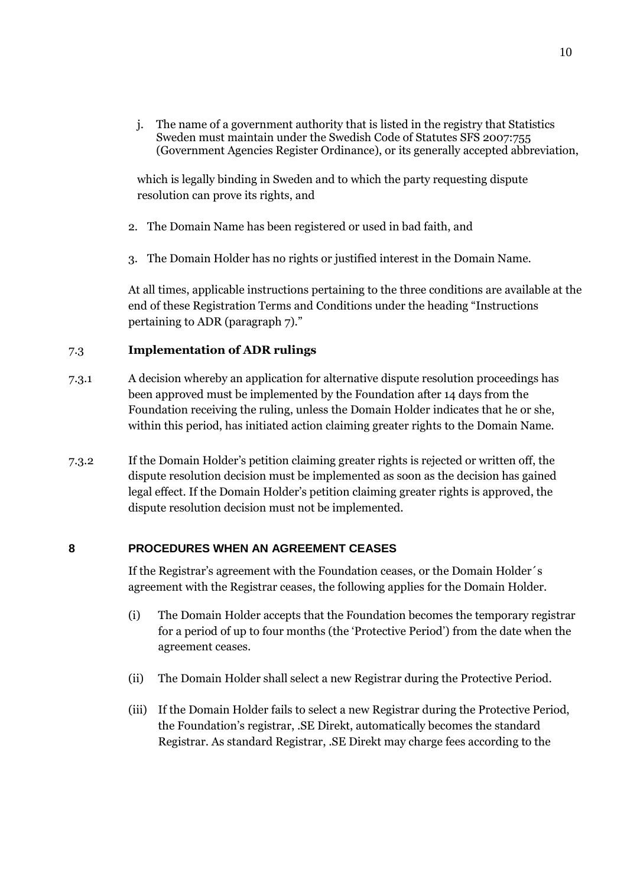j. The name of a government authority that is listed in the registry that Statistics Sweden must maintain under the Swedish Code of Statutes SFS 2007:755 (Government Agencies Register Ordinance), or its generally accepted abbreviation,

which is legally binding in Sweden and to which the party requesting dispute resolution can prove its rights, and

2. The Domain Name has been registered or used in bad faith, and

3. The Domain Holder has no rights or justified interest in the Domain Name.

At all times, applicable instructions pertaining to the three conditions are available at the end of these Registration Terms and Conditions under the heading "Instructions pertaining to ADR (paragraph 7)."

### 7.3 Implementation of ADR rulings

7.3.1 A decision whereby an application for alternative dispute resolution proceedings has been approved must be implemented by the Foundation after 14 days from the Foundation receiving the ruling, unless the Domain Holder indicates that he or she, within this period, has initiated action claiming greater rights to the Domain Name.

7.3.2 If the Domain Holder's petition claiming greater rights is rejected or written off, the dispute resolution decision must be implemented as soon as the decision has gained legal effect. If the Domain Holder's petition claiming greater rights is approved, the dispute resolution decision must not be implemented.

## 8 PROCEDURES WHEN AN AGREEMENT CEASES

If the Registrar's agreement with the Foundation ceases, or the Domain Holder´s agreement with the Registrar ceases, the following applies for the Domain Holder.

(i) The Domain Holder accepts that the Foundation becomes the temporary registrar for a period of up to four months (the 'Protective Period') from the date when the agreement ceases.

(ii) The Domain Holder shall select a new Registrar during the Protective Period.

(iii) If the Domain Holder fails to select a new Registrar during the Protective Period, the Foundation's registrar, .SE Direkt, automatically becomes the standard Registrar. As standard Registrar, .SE Direkt may charge fees according to the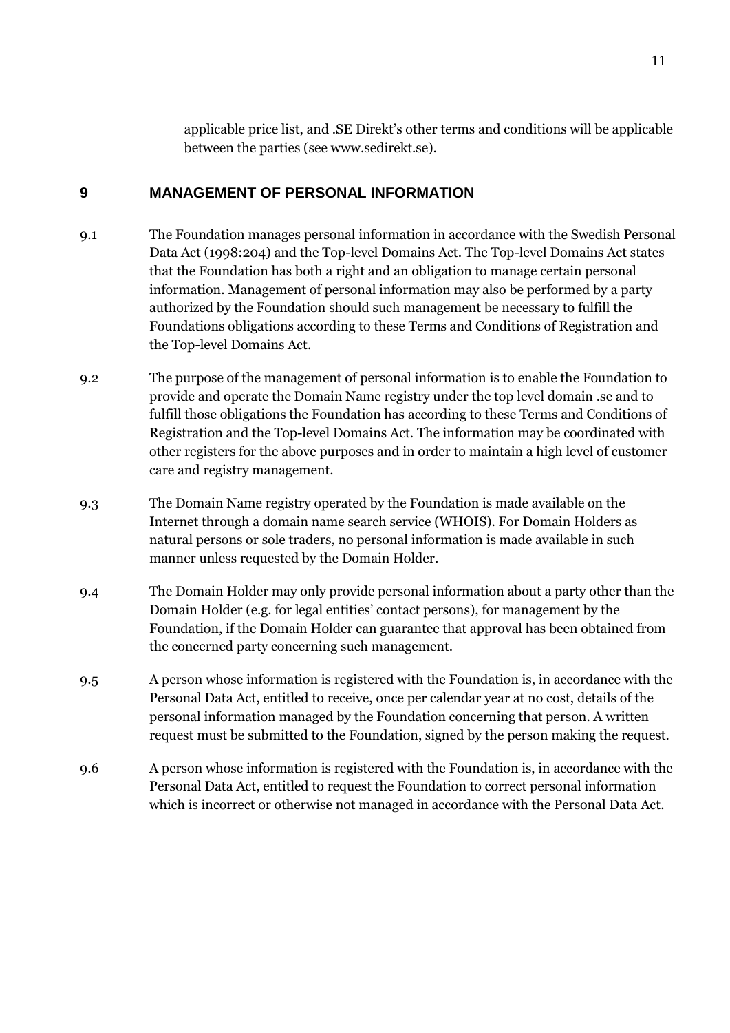applicable price list, and .SE Direkt's other terms and conditions will be applicable between the parties (see www.sedirekt.se).

## 9 MANAGEMENT OF PERSONAL INFORMATION

9.1 The Foundation manages personal information in accordance with the Swedish Personal Data Act (1998:204) and the Top-level Domains Act. The Top-level Domains Act states that the Foundation has both a right and an obligation to manage certain personal information. Management of personal information may also be performed by a party authorized by the Foundation should such management be necessary to fulfill the Foundations obligations according to these Terms and Conditions of Registration and the Top-level Domains Act.

9.2 The purpose of the management of personal information is to enable the Foundation to provide and operate the Domain Name registry under the top level domain .se and to fulfill those obligations the Foundation has according to these Terms and Conditions of Registration and the Top-level Domains Act. The information may be coordinated with other registers for the above purposes and in order to maintain a high level of customer care and registry management.

9.3 The Domain Name registry operated by the Foundation is made available on the Internet through a domain name search service (WHOIS). For Domain Holders as natural persons or sole traders, no personal information is made available in such manner unless requested by the Domain Holder.

9.4 The Domain Holder may only provide personal information about a party other than the Domain Holder (e.g. for legal entities' contact persons), for management by the Foundation, if the Domain Holder can guarantee that approval has been obtained from the concerned party concerning such management.

9.5 A person whose information is registered with the Foundation is, in accordance with the Personal Data Act, entitled to receive, once per calendar year at no cost, details of the personal information managed by the Foundation concerning that person. A written request must be submitted to the Foundation, signed by the person making the request.

9.6 A person whose information is registered with the Foundation is, in accordance with the Personal Data Act, entitled to request the Foundation to correct personal information which is incorrect or otherwise not managed in accordance with the Personal Data Act.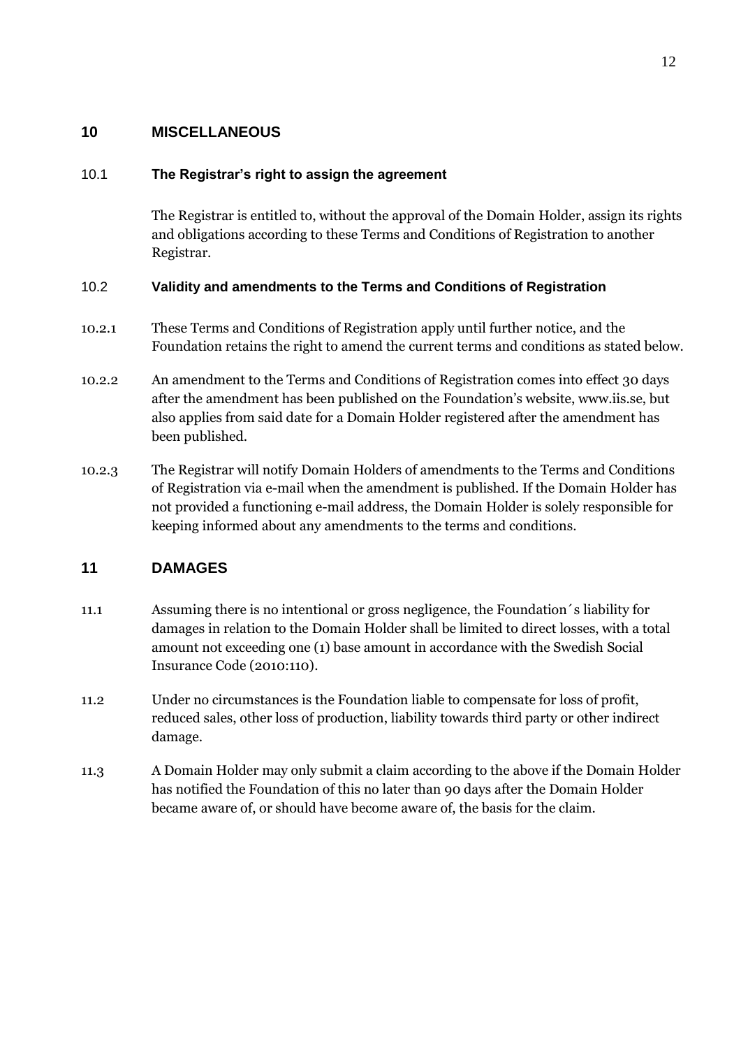## 10 MISCELLANEOUS

### 10.1 The Registrar's right to assign the agreement

The Registrar is entitled to, without the approval of the Domain Holder, assign its rights and obligations according to these Terms and Conditions of Registration to another Registrar.

### 10.2 Validity and amendments to the Terms and Conditions of Registration

10.2.1 These Terms and Conditions of Registration apply until further notice, and the Foundation retains the right to amend the current terms and conditions as stated below.

10.2.2 An amendment to the Terms and Conditions of Registration comes into effect 30 days after the amendment has been published on the Foundation's website, www.iis.se, but also applies from said date for a Domain Holder registered after the amendment has been published.

10.2.3 The Registrar will notify Domain Holders of amendments to the Terms and Conditions of Registration via e-mail when the amendment is published. If the Domain Holder has not provided a functioning e-mail address, the Domain Holder is solely responsible for keeping informed about any amendments to the terms and conditions.

## 11 DAMAGES

11.1 Assuming there is no intentional or gross negligence, the Foundation´s liability for damages in relation to the Domain Holder shall be limited to direct losses, with a total amount not exceeding one (1) base amount in accordance with the Swedish Social Insurance Code (2010:110).

11.2 Under no circumstances is the Foundation liable to compensate for loss of profit, reduced sales, other loss of production, liability towards third party or other indirect damage.

11.3 A Domain Holder may only submit a claim according to the above if the Domain Holder has notified the Foundation of this no later than 90 days after the Domain Holder became aware of, or should have become aware of, the basis for the claim.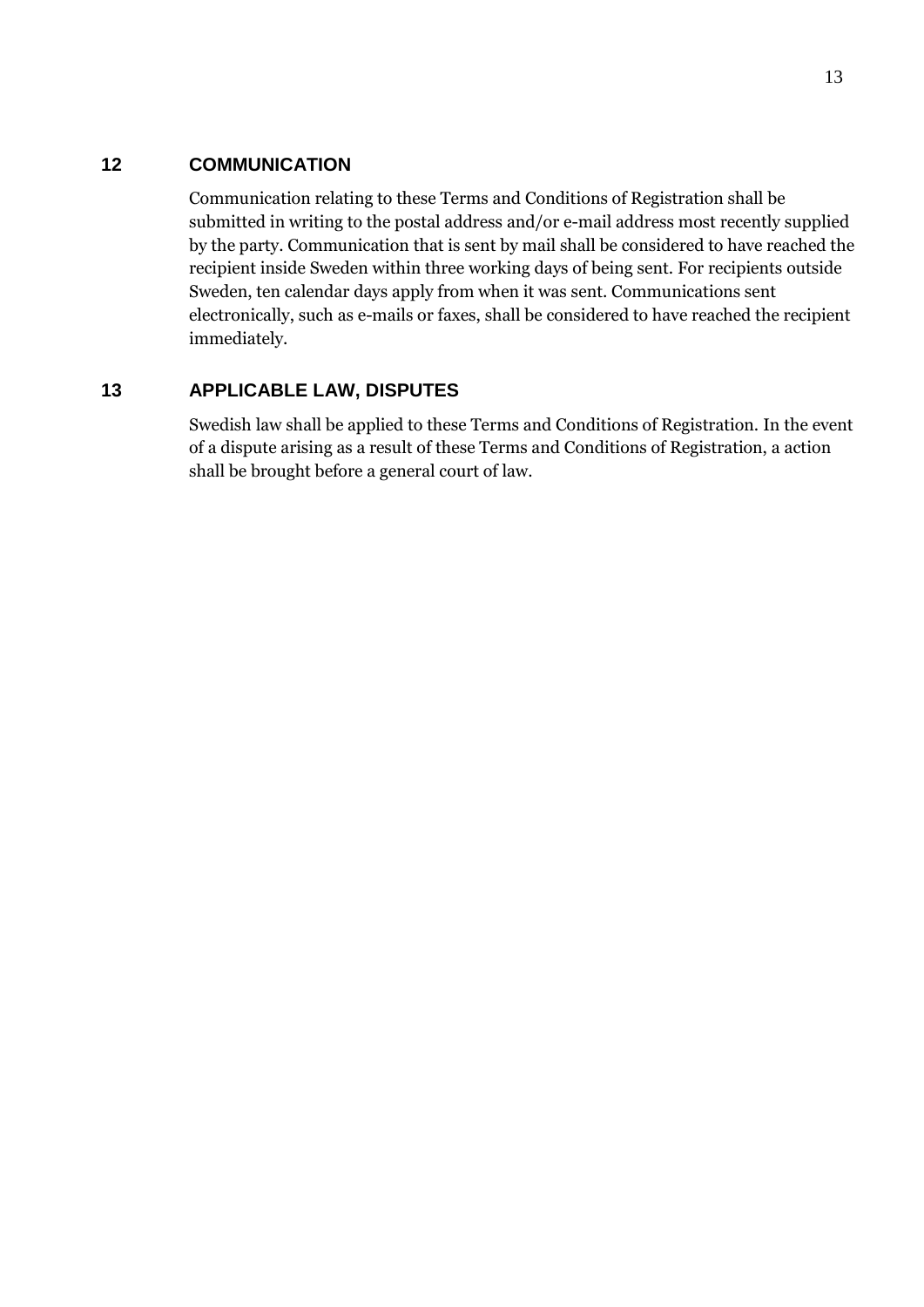## 12 COMMUNICATION

Communication relating to these Terms and Conditions of Registration shall be submitted in writing to the postal address and/or e-mail address most recently supplied by the party. Communication that is sent by mail shall be considered to have reached the recipient inside Sweden within three working days of being sent. For recipients outside Sweden, ten calendar days apply from when it was sent. Communications sent electronically, such as e-mails or faxes, shall be considered to have reached the recipient immediately.

## 13 APPLICABLE LAW, DISPUTES

Swedish law shall be applied to these Terms and Conditions of Registration. In the event of a dispute arising as a result of these Terms and Conditions of Registration, a action shall be brought before a general court of law.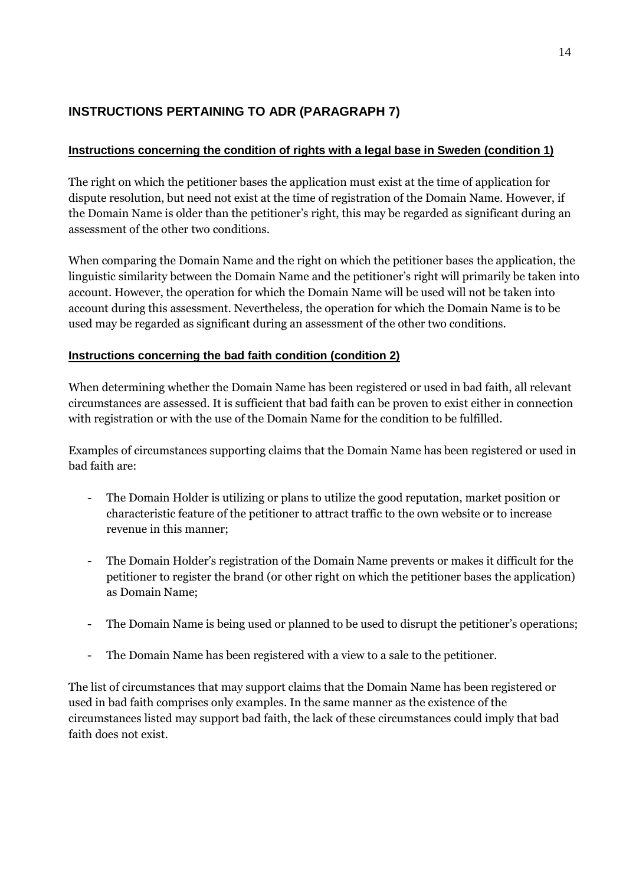## INSTRUCTIONS PERTAINING TO ADR (PARAGRAPH 7)

### Instructions concerning the condition of rights with a legal base in Sweden (condition 1)

The right on which the petitioner bases the application must exist at the time of application for dispute resolution, but need not exist at the time of registration of the Domain Name. However, if the Domain Name is older than the petitioner's right, this may be regarded as significant during an assessment of the other two conditions.

When comparing the Domain Name and the right on which the petitioner bases the application, the linguistic similarity between the Domain Name and the petitioner's right will primarily be taken into account. However, the operation for which the Domain Name will be used will not be taken into account during this assessment. Nevertheless, the operation for which the Domain Name is to be used may be regarded as significant during an assessment of the other two conditions.

### Instructions concerning the bad faith condition (condition 2)

When determining whether the Domain Name has been registered or used in bad faith, all relevant circumstances are assessed. It is sufficient that bad faith can be proven to exist either in connection with registration or with the use of the Domain Name for the condition to be fulfilled.

Examples of circumstances supporting claims that the Domain Name has been registered or used in bad faith are:

- The Domain Holder is utilizing or plans to utilize the good reputation, market position or characteristic feature of the petitioner to attract traffic to the own website or to increase revenue in this manner;

- The Domain Holder's registration of the Domain Name prevents or makes it difficult for the petitioner to register the brand (or other right on which the petitioner bases the application) as Domain Name;

- The Domain Name is being used or planned to be used to disrupt the petitioner's operations;

- The Domain Name has been registered with a view to a sale to the petitioner.

The list of circumstances that may support claims that the Domain Name has been registered or used in bad faith comprises only examples. In the same manner as the existence of the circumstances listed may support bad faith, the lack of these circumstances could imply that bad faith does not exist.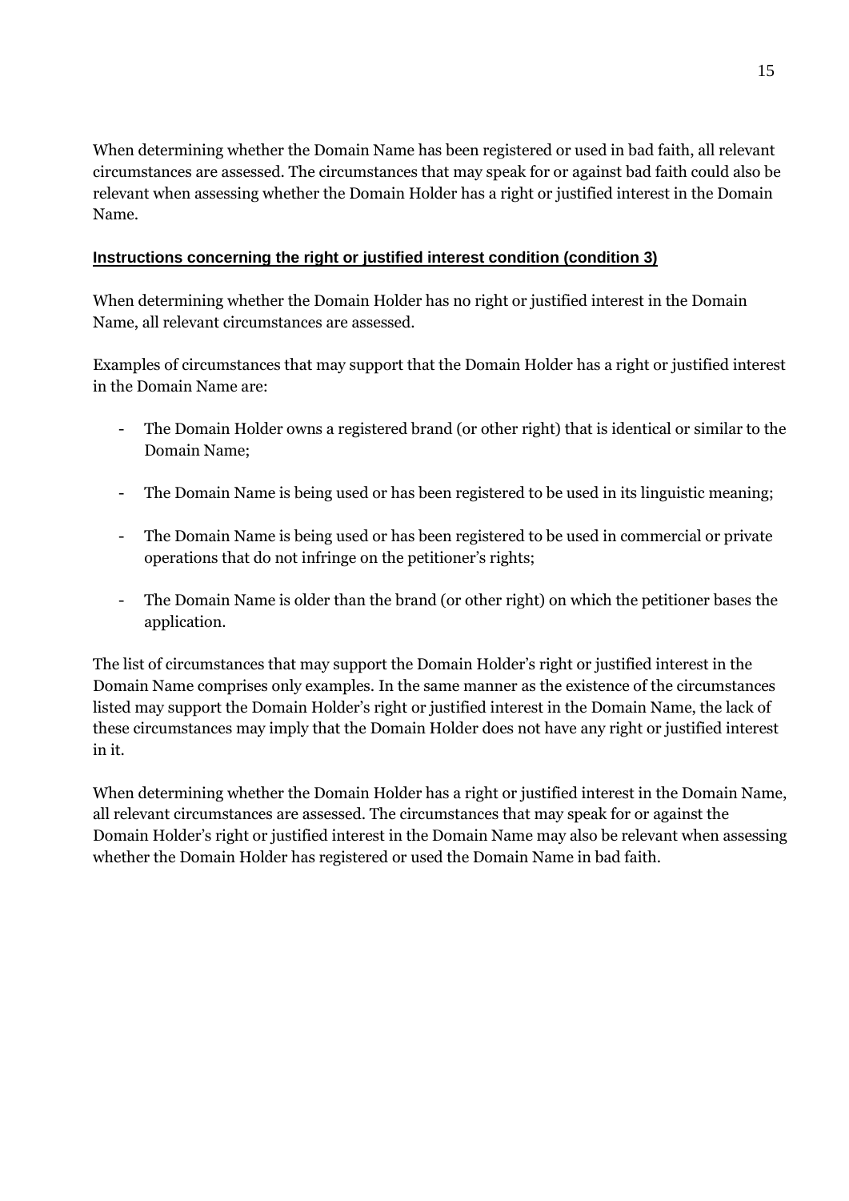When determining whether the Domain Name has been registered or used in bad faith, all relevant circumstances are assessed. The circumstances that may speak for or against bad faith could also be relevant when assessing whether the Domain Holder has a right or justified interest in the Domain Name.

### Instructions concerning the right or justified interest condition (condition 3)

When determining whether the Domain Holder has no right or justified interest in the Domain Name, all relevant circumstances are assessed.

Examples of circumstances that may support that the Domain Holder has a right or justified interest in the Domain Name are:

- The Domain Holder owns a registered brand (or other right) that is identical or similar to the Domain Name;
- The Domain Name is being used or has been registered to be used in its linguistic meaning;
- The Domain Name is being used or has been registered to be used in commercial or private operations that do not infringe on the petitioner's rights;
- The Domain Name is older than the brand (or other right) on which the petitioner bases the application.

The list of circumstances that may support the Domain Holder's right or justified interest in the Domain Name comprises only examples. In the same manner as the existence of the circumstances listed may support the Domain Holder's right or justified interest in the Domain Name, the lack of these circumstances may imply that the Domain Holder does not have any right or justified interest in it.

When determining whether the Domain Holder has a right or justified interest in the Domain Name, all relevant circumstances are assessed. The circumstances that may speak for or against the Domain Holder's right or justified interest in the Domain Name may also be relevant when assessing whether the Domain Holder has registered or used the Domain Name in bad faith.